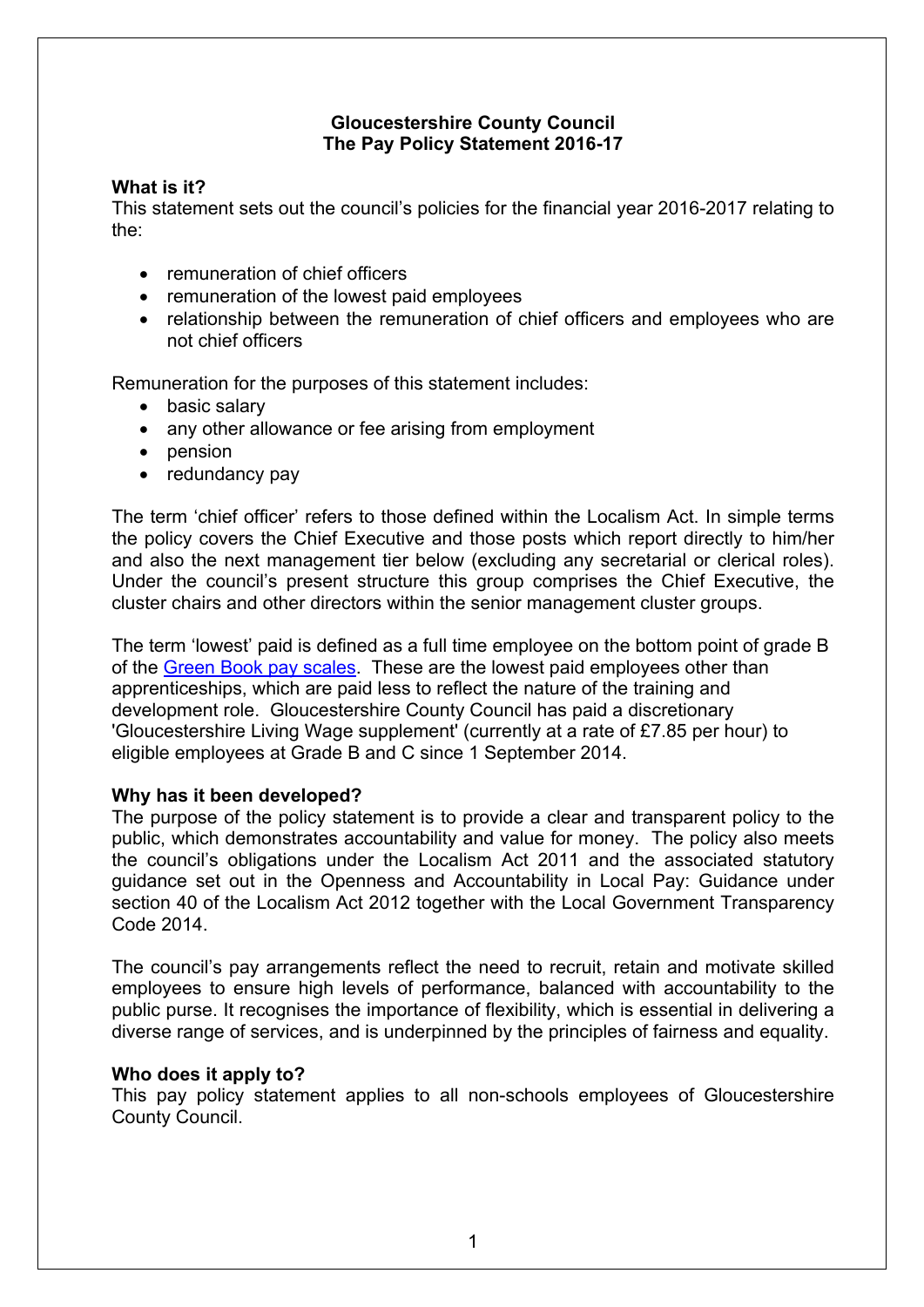# Gloucestershire County Council
## The Pay Policy Statement 2016-17

**What is it?**
This statement sets out the council's policies for the financial year 2016-2017 relating to the:

- remuneration of chief officers
- remuneration of the lowest paid employees
- relationship between the remuneration of chief officers and employees who are not chief officers

Remuneration for the purposes of this statement includes:
- basic salary
- any other allowance or fee arising from employment
- pension
- redundancy pay

The term 'chief officer' refers to those defined within the Localism Act. In simple terms the policy covers the Chief Executive and those posts which report directly to him/her and also the next management tier below (excluding any secretarial or clerical roles). Under the council's present structure this group comprises the Chief Executive, the cluster chairs and other directors within the senior management cluster groups.

The term 'lowest' paid is defined as a full time employee on the bottom point of grade B of the Green Book pay scales. These are the lowest paid employees other than apprenticeships, which are paid less to reflect the nature of the training and development role. Gloucestershire County Council has paid a discretionary 'Gloucestershire Living Wage supplement' (currently at a rate of £7.85 per hour) to eligible employees at Grade B and C since 1 September 2014.

**Why has it been developed?**
The purpose of the policy statement is to provide a clear and transparent policy to the public, which demonstrates accountability and value for money. The policy also meets the council's obligations under the Localism Act 2011 and the associated statutory guidance set out in the Openness and Accountability in Local Pay: Guidance under section 40 of the Localism Act 2012 together with the Local Government Transparency Code 2014.

The council's pay arrangements reflect the need to recruit, retain and motivate skilled employees to ensure high levels of performance, balanced with accountability to the public purse. It recognises the importance of flexibility, which is essential in delivering a diverse range of services, and is underpinned by the principles of fairness and equality.

**Who does it apply to?**
This pay policy statement applies to all non-schools employees of Gloucestershire County Council.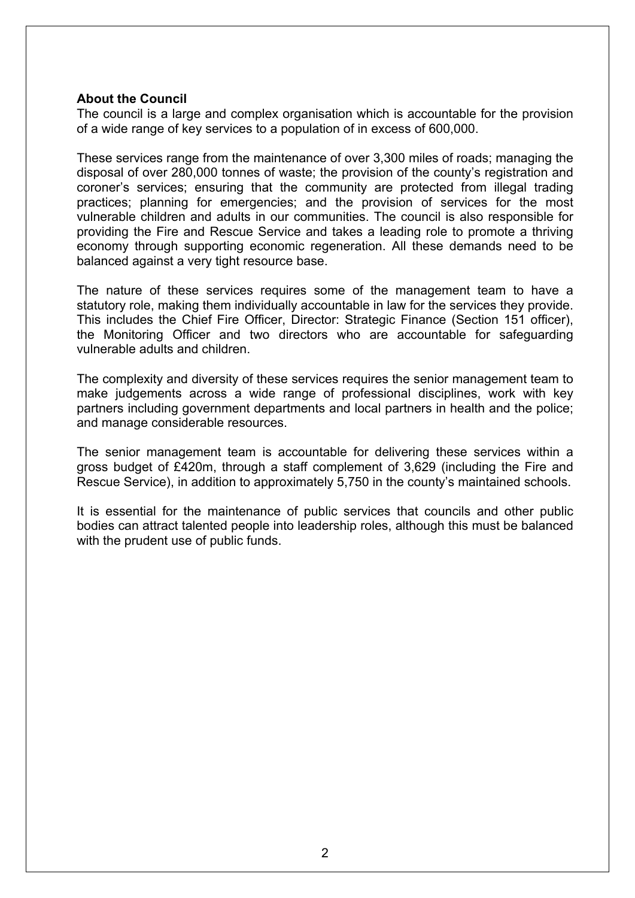**About the Council**

The council is a large and complex organisation which is accountable for the provision of a wide range of key services to a population of in excess of 600,000.

These services range from the maintenance of over 3,300 miles of roads; managing the disposal of over 280,000 tonnes of waste; the provision of the county's registration and coroner's services; ensuring that the community are protected from illegal trading practices; planning for emergencies; and the provision of services for the most vulnerable children and adults in our communities. The council is also responsible for providing the Fire and Rescue Service and takes a leading role to promote a thriving economy through supporting economic regeneration. All these demands need to be balanced against a very tight resource base.

The nature of these services requires some of the management team to have a statutory role, making them individually accountable in law for the services they provide. This includes the Chief Fire Officer, Director: Strategic Finance (Section 151 officer), the Monitoring Officer and two directors who are accountable for safeguarding vulnerable adults and children.

The complexity and diversity of these services requires the senior management team to make judgements across a wide range of professional disciplines, work with key partners including government departments and local partners in health and the police; and manage considerable resources.

The senior management team is accountable for delivering these services within a gross budget of £420m, through a staff complement of 3,629 (including the Fire and Rescue Service), in addition to approximately 5,750 in the county's maintained schools.

It is essential for the maintenance of public services that councils and other public bodies can attract talented people into leadership roles, although this must be balanced with the prudent use of public funds.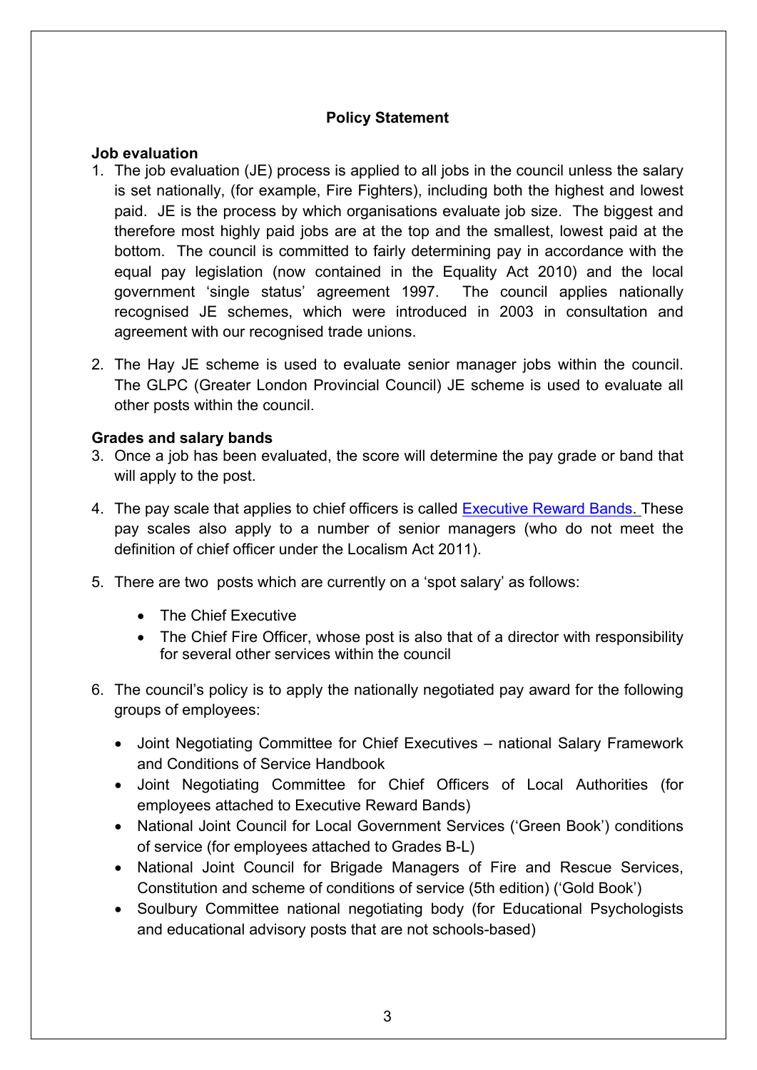## Policy Statement

### Job evaluation

1. The job evaluation (JE) process is applied to all jobs in the council unless the salary is set nationally, (for example, Fire Fighters), including both the highest and lowest paid. JE is the process by which organisations evaluate job size. The biggest and therefore most highly paid jobs are at the top and the smallest, lowest paid at the bottom. The council is committed to fairly determining pay in accordance with the equal pay legislation (now contained in the Equality Act 2010) and the local government 'single status' agreement 1997. The council applies nationally recognised JE schemes, which were introduced in 2003 in consultation and agreement with our recognised trade unions.

2. The Hay JE scheme is used to evaluate senior manager jobs within the council. The GLPC (Greater London Provincial Council) JE scheme is used to evaluate all other posts within the council.

### Grades and salary bands

3. Once a job has been evaluated, the score will determine the pay grade or band that will apply to the post.

4. The pay scale that applies to chief officers is called Executive Reward Bands. These pay scales also apply to a number of senior managers (who do not meet the definition of chief officer under the Localism Act 2011).

5. There are two posts which are currently on a 'spot salary' as follows:

    - The Chief Executive
    - The Chief Fire Officer, whose post is also that of a director with responsibility for several other services within the council

6. The council's policy is to apply the nationally negotiated pay award for the following groups of employees:

    - Joint Negotiating Committee for Chief Executives – national Salary Framework and Conditions of Service Handbook
    - Joint Negotiating Committee for Chief Officers of Local Authorities (for employees attached to Executive Reward Bands)
    - National Joint Council for Local Government Services ('Green Book') conditions of service (for employees attached to Grades B-L)
    - National Joint Council for Brigade Managers of Fire and Rescue Services, Constitution and scheme of conditions of service (5th edition) ('Gold Book')
    - Soulbury Committee national negotiating body (for Educational Psychologists and educational advisory posts that are not schools-based)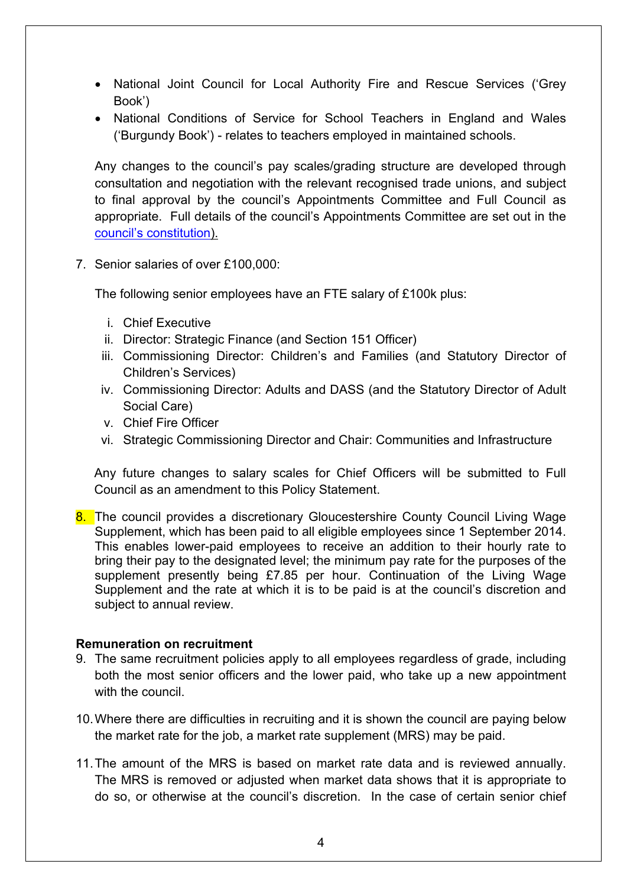- National Joint Council for Local Authority Fire and Rescue Services ('Grey Book')
- National Conditions of Service for School Teachers in England and Wales ('Burgundy Book') - relates to teachers employed in maintained schools.

Any changes to the council's pay scales/grading structure are developed through consultation and negotiation with the relevant recognised trade unions, and subject to final approval by the council's Appointments Committee and Full Council as appropriate. Full details of the council's Appointments Committee are set out in the [council's constitution](council's constitution)).

7. Senior salaries of over £100,000:

   The following senior employees have an FTE salary of £100k plus:

   i. Chief Executive
   ii. Director: Strategic Finance (and Section 151 Officer)
   iii. Commissioning Director: Children's and Families (and Statutory Director of Children's Services)
   iv. Commissioning Director: Adults and DASS (and the Statutory Director of Adult Social Care)
   v. Chief Fire Officer
   vi. Strategic Commissioning Director and Chair: Communities and Infrastructure

   Any future changes to salary scales for Chief Officers will be submitted to Full Council as an amendment to this Policy Statement.

8. The council provides a discretionary Gloucestershire County Council Living Wage Supplement, which has been paid to all eligible employees since 1 September 2014. This enables lower-paid employees to receive an addition to their hourly rate to bring their pay to the designated level; the minimum pay rate for the purposes of the supplement presently being £7.85 per hour. Continuation of the Living Wage Supplement and the rate at which it is to be paid is at the council's discretion and subject to annual review.

**Remuneration on recruitment**

9. The same recruitment policies apply to all employees regardless of grade, including both the most senior officers and the lower paid, who take up a new appointment with the council.

10. Where there are difficulties in recruiting and it is shown the council are paying below the market rate for the job, a market rate supplement (MRS) may be paid.

11. The amount of the MRS is based on market rate data and is reviewed annually. The MRS is removed or adjusted when market data shows that it is appropriate to do so, or otherwise at the council's discretion. In the case of certain senior chief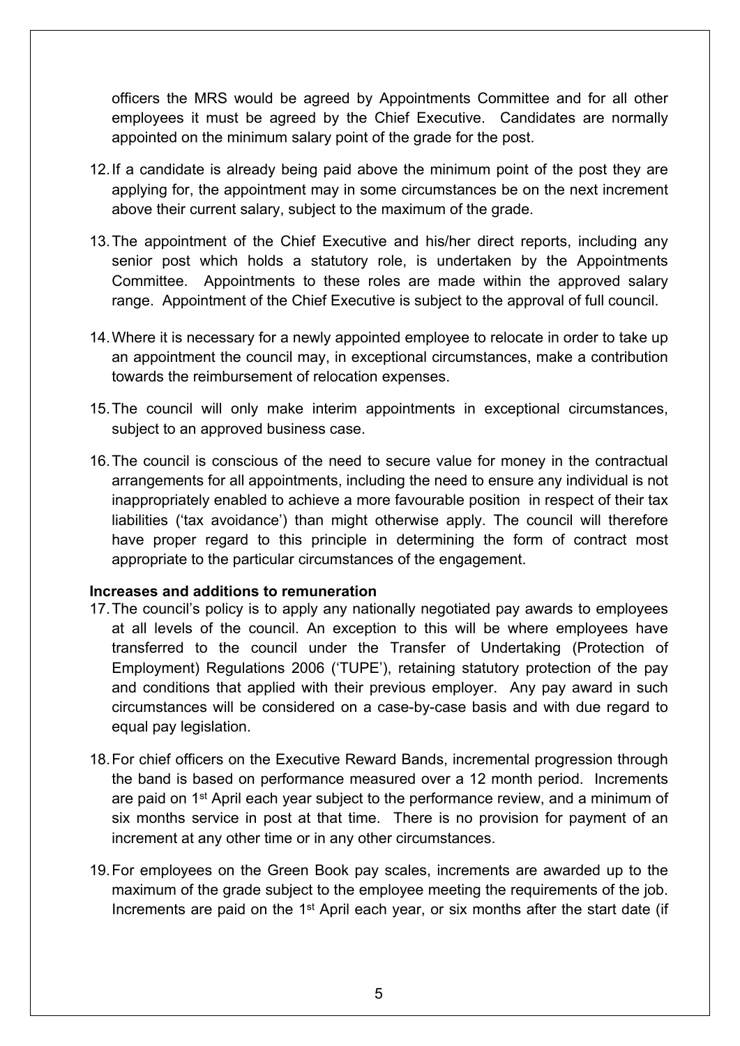officers the MRS would be agreed by Appointments Committee and for all other employees it must be agreed by the Chief Executive. Candidates are normally appointed on the minimum salary point of the grade for the post.

12. If a candidate is already being paid above the minimum point of the post they are applying for, the appointment may in some circumstances be on the next increment above their current salary, subject to the maximum of the grade.

13. The appointment of the Chief Executive and his/her direct reports, including any senior post which holds a statutory role, is undertaken by the Appointments Committee. Appointments to these roles are made within the approved salary range. Appointment of the Chief Executive is subject to the approval of full council.

14. Where it is necessary for a newly appointed employee to relocate in order to take up an appointment the council may, in exceptional circumstances, make a contribution towards the reimbursement of relocation expenses.

15. The council will only make interim appointments in exceptional circumstances, subject to an approved business case.

16. The council is conscious of the need to secure value for money in the contractual arrangements for all appointments, including the need to ensure any individual is not inappropriately enabled to achieve a more favourable position in respect of their tax liabilities ('tax avoidance') than might otherwise apply. The council will therefore have proper regard to this principle in determining the form of contract most appropriate to the particular circumstances of the engagement.

**Increases and additions to remuneration**

17. The council's policy is to apply any nationally negotiated pay awards to employees at all levels of the council. An exception to this will be where employees have transferred to the council under the Transfer of Undertaking (Protection of Employment) Regulations 2006 ('TUPE'), retaining statutory protection of the pay and conditions that applied with their previous employer. Any pay award in such circumstances will be considered on a case-by-case basis and with due regard to equal pay legislation.

18. For chief officers on the Executive Reward Bands, incremental progression through the band is based on performance measured over a 12 month period. Increments are paid on 1st April each year subject to the performance review, and a minimum of six months service in post at that time. There is no provision for payment of an increment at any other time or in any other circumstances.

19. For employees on the Green Book pay scales, increments are awarded up to the maximum of the grade subject to the employee meeting the requirements of the job. Increments are paid on the 1st April each year, or six months after the start date (if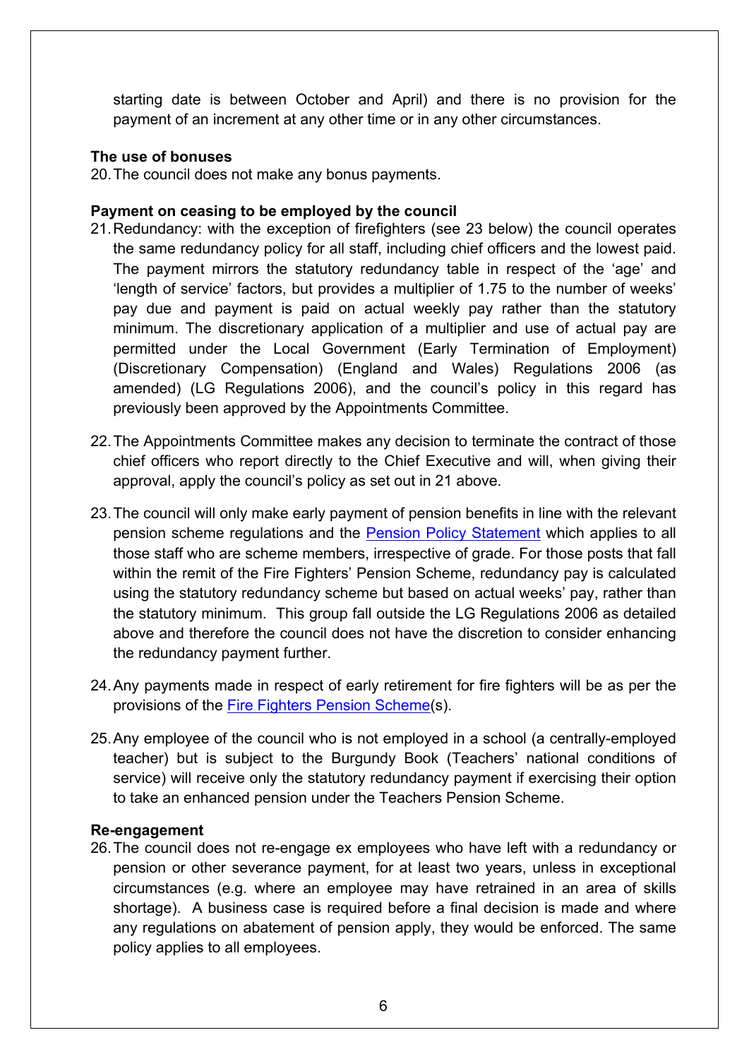starting date is between October and April) and there is no provision for the payment of an increment at any other time or in any other circumstances.

**The use of bonuses**

20. The council does not make any bonus payments.

**Payment on ceasing to be employed by the council**

21. Redundancy: with the exception of firefighters (see 23 below) the council operates the same redundancy policy for all staff, including chief officers and the lowest paid. The payment mirrors the statutory redundancy table in respect of the 'age' and 'length of service' factors, but provides a multiplier of 1.75 to the number of weeks' pay due and payment is paid on actual weekly pay rather than the statutory minimum. The discretionary application of a multiplier and use of actual pay are permitted under the Local Government (Early Termination of Employment) (Discretionary Compensation) (England and Wales) Regulations 2006 (as amended) (LG Regulations 2006), and the council's policy in this regard has previously been approved by the Appointments Committee.

22. The Appointments Committee makes any decision to terminate the contract of those chief officers who report directly to the Chief Executive and will, when giving their approval, apply the council's policy as set out in 21 above.

23. The council will only make early payment of pension benefits in line with the relevant pension scheme regulations and the Pension Policy Statement which applies to all those staff who are scheme members, irrespective of grade. For those posts that fall within the remit of the Fire Fighters' Pension Scheme, redundancy pay is calculated using the statutory redundancy scheme but based on actual weeks' pay, rather than the statutory minimum. This group fall outside the LG Regulations 2006 as detailed above and therefore the council does not have the discretion to consider enhancing the redundancy payment further.

24. Any payments made in respect of early retirement for fire fighters will be as per the provisions of the Fire Fighters Pension Scheme(s).

25. Any employee of the council who is not employed in a school (a centrally-employed teacher) but is subject to the Burgundy Book (Teachers' national conditions of service) will receive only the statutory redundancy payment if exercising their option to take an enhanced pension under the Teachers Pension Scheme.

**Re-engagement**

26. The council does not re-engage ex employees who have left with a redundancy or pension or other severance payment, for at least two years, unless in exceptional circumstances (e.g. where an employee may have retrained in an area of skills shortage). A business case is required before a final decision is made and where any regulations on abatement of pension apply, they would be enforced. The same policy applies to all employees.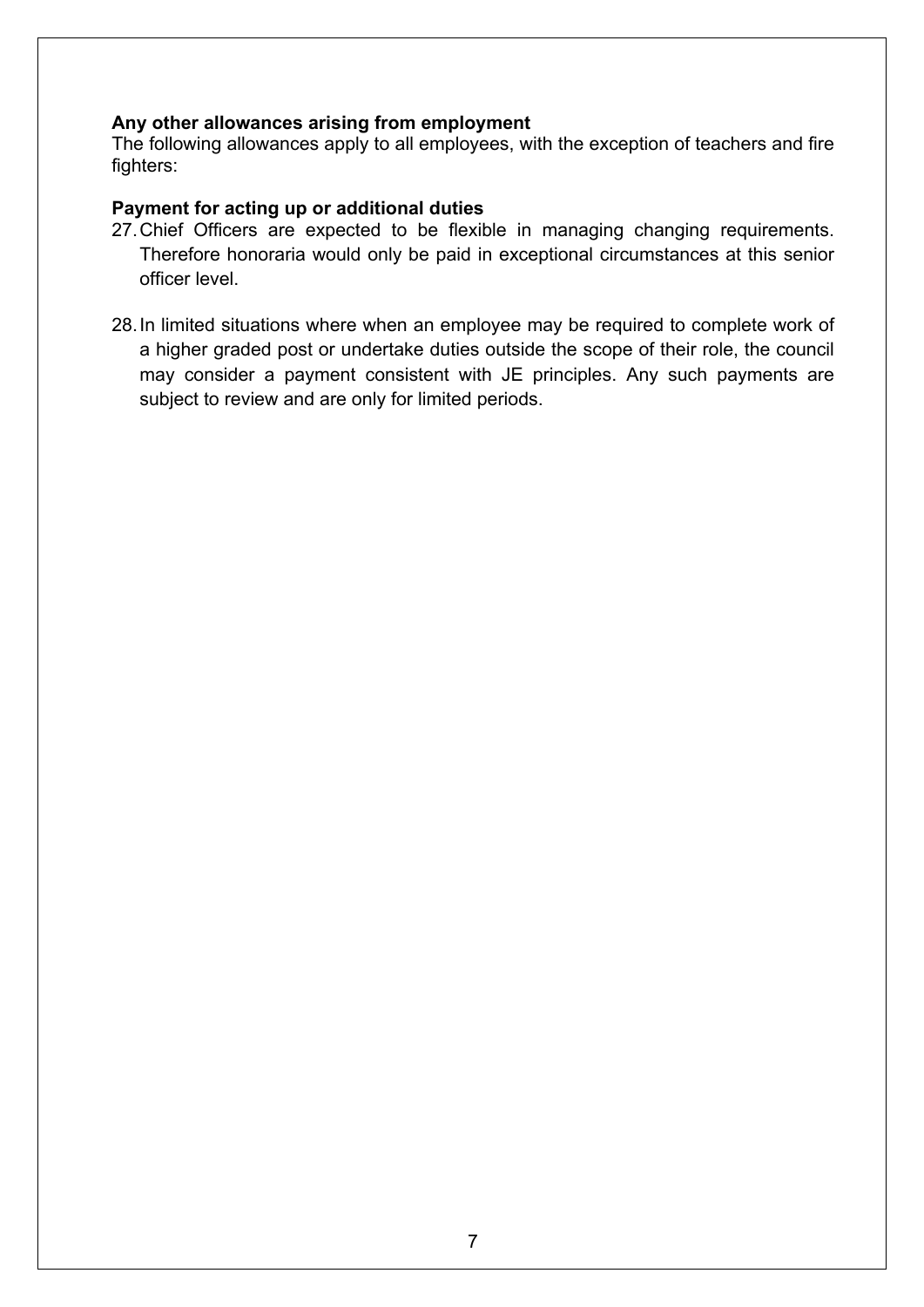**Any other allowances arising from employment**

The following allowances apply to all employees, with the exception of teachers and fire fighters:

**Payment for acting up or additional duties**

27. Chief Officers are expected to be flexible in managing changing requirements. Therefore honoraria would only be paid in exceptional circumstances at this senior officer level.

28. In limited situations where when an employee may be required to complete work of a higher graded post or undertake duties outside the scope of their role, the council may consider a payment consistent with JE principles. Any such payments are subject to review and are only for limited periods.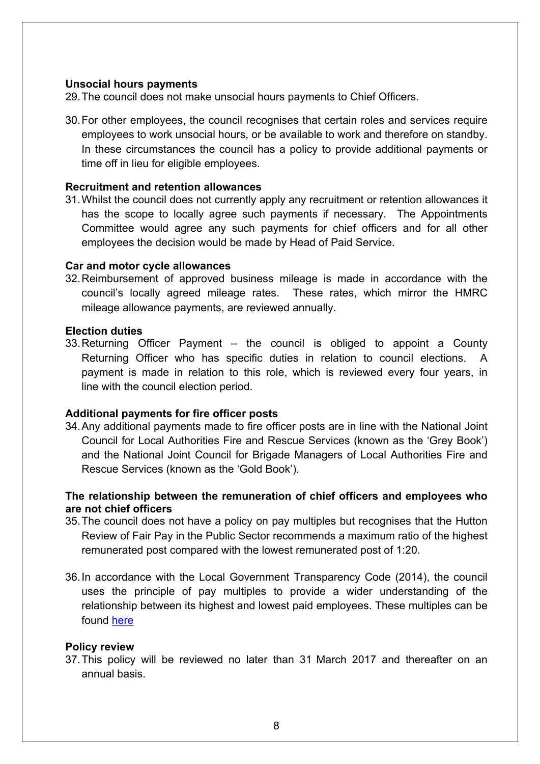**Unsocial hours payments**

29. The council does not make unsocial hours payments to Chief Officers.

30. For other employees, the council recognises that certain roles and services require employees to work unsocial hours, or be available to work and therefore on standby. In these circumstances the council has a policy to provide additional payments or time off in lieu for eligible employees.

**Recruitment and retention allowances**

31. Whilst the council does not currently apply any recruitment or retention allowances it has the scope to locally agree such payments if necessary. The Appointments Committee would agree any such payments for chief officers and for all other employees the decision would be made by Head of Paid Service.

**Car and motor cycle allowances**

32. Reimbursement of approved business mileage is made in accordance with the council's locally agreed mileage rates. These rates, which mirror the HMRC mileage allowance payments, are reviewed annually.

**Election duties**

33. Returning Officer Payment – the council is obliged to appoint a County Returning Officer who has specific duties in relation to council elections. A payment is made in relation to this role, which is reviewed every four years, in line with the council election period.

**Additional payments for fire officer posts**

34. Any additional payments made to fire officer posts are in line with the National Joint Council for Local Authorities Fire and Rescue Services (known as the 'Grey Book') and the National Joint Council for Brigade Managers of Local Authorities Fire and Rescue Services (known as the 'Gold Book').

**The relationship between the remuneration of chief officers and employees who are not chief officers**

35. The council does not have a policy on pay multiples but recognises that the Hutton Review of Fair Pay in the Public Sector recommends a maximum ratio of the highest remunerated post compared with the lowest remunerated post of 1:20.

36. In accordance with the Local Government Transparency Code (2014), the council uses the principle of pay multiples to provide a wider understanding of the relationship between its highest and lowest paid employees. These multiples can be found here

**Policy review**

37. This policy will be reviewed no later than 31 March 2017 and thereafter on an annual basis.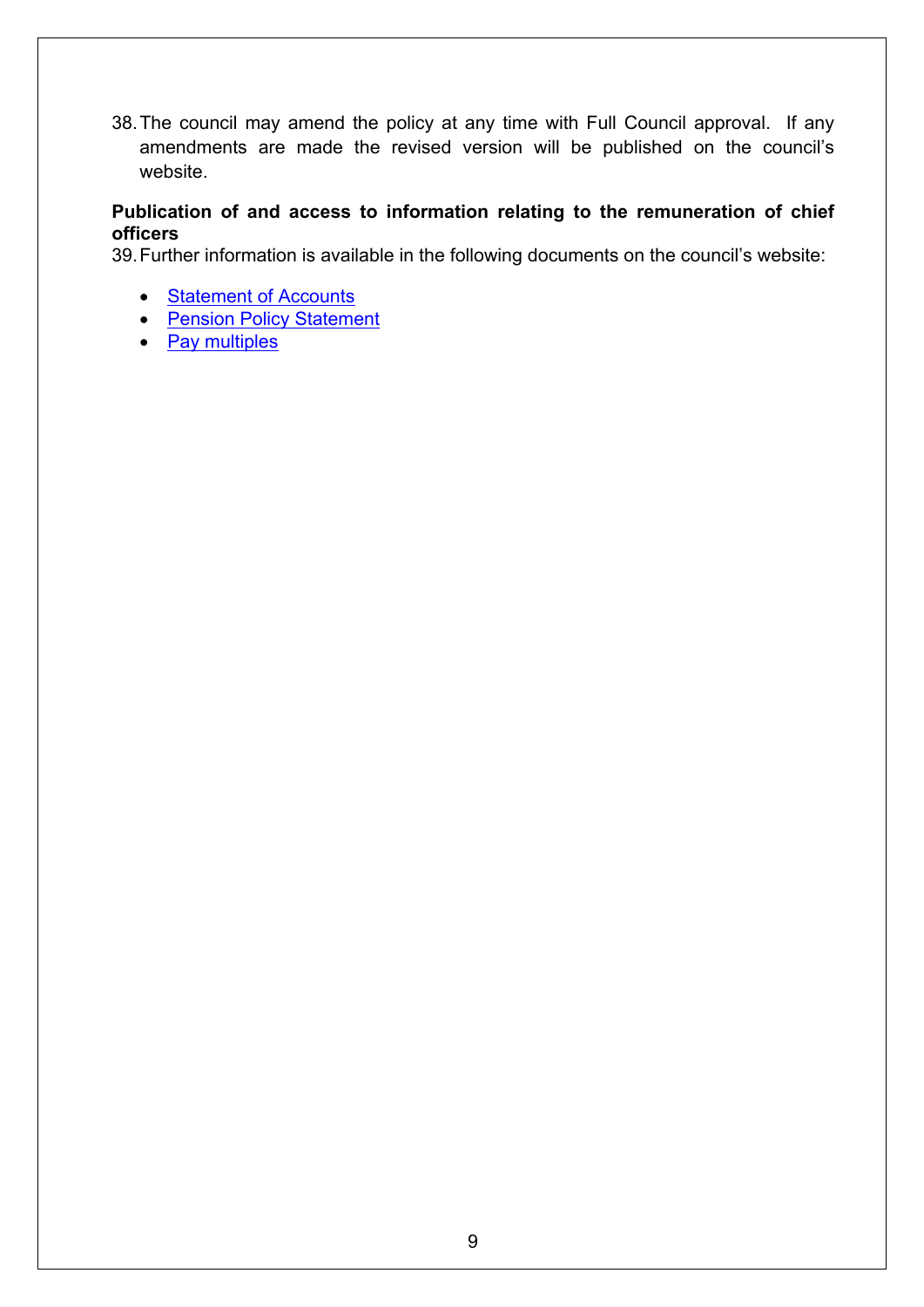38. The council may amend the policy at any time with Full Council approval. If any amendments are made the revised version will be published on the council's website.

**Publication of and access to information relating to the remuneration of chief officers**

39. Further information is available in the following documents on the council's website:

- Statement of Accounts
- Pension Policy Statement
- Pay multiples